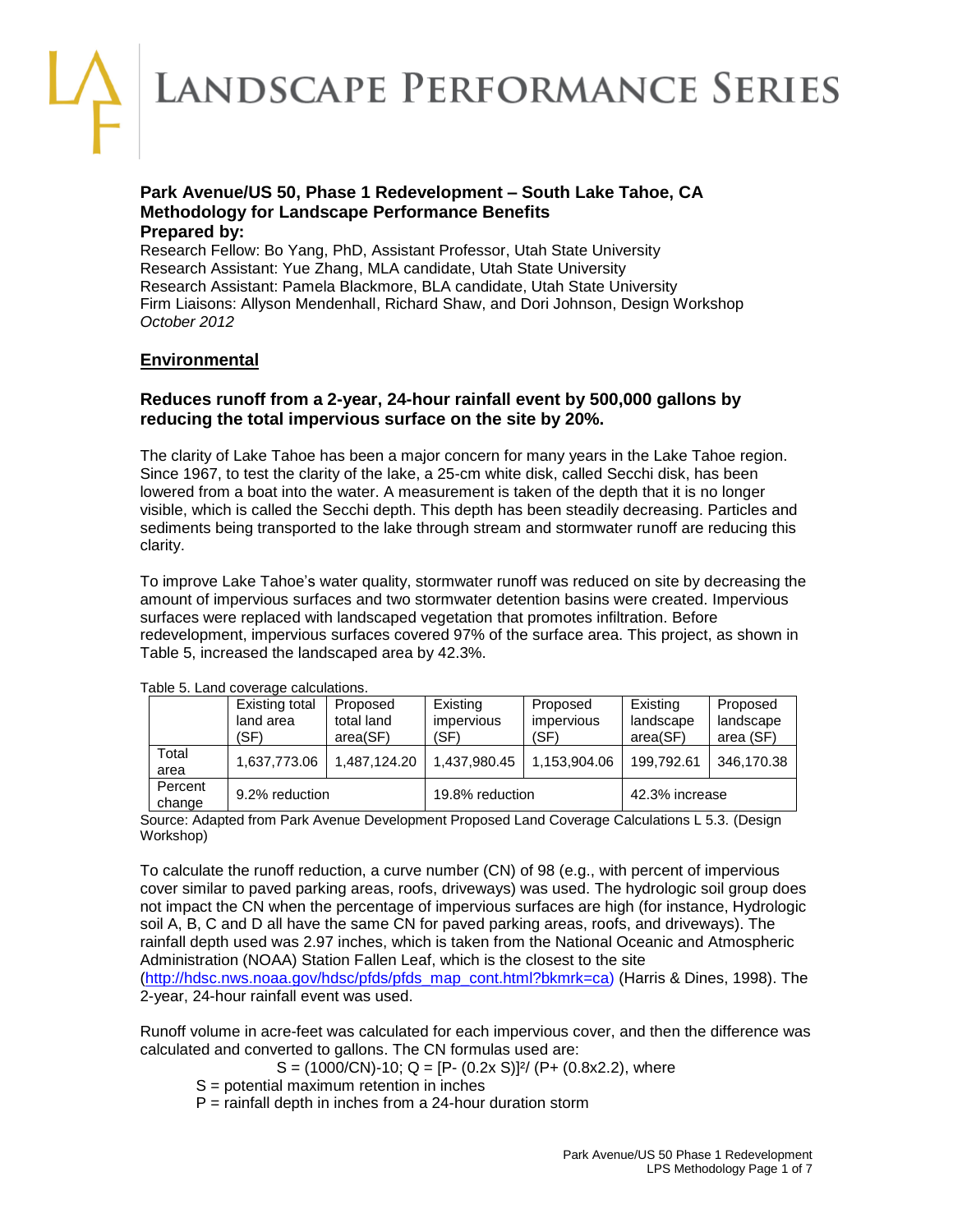# Landscape Performance Series

## Park Avenue/US 50, Phase 1 Redevelopment – South Lake Tahoe, CA
## Methodology for Landscape Performance Benefits

**Prepared by:**

Research Fellow: Bo Yang, PhD, Assistant Professor, Utah State University
Research Assistant: Yue Zhang, MLA candidate, Utah State University
Research Assistant: Pamela Blackmore, BLA candidate, Utah State University
Firm Liaisons: Allyson Mendenhall, Richard Shaw, and Dori Johnson, Design Workshop
*October 2012*

## Environmental

### Reduces runoff from a 2-year, 24-hour rainfall event by 500,000 gallons by reducing the total impervious surface on the site by 20%.

The clarity of Lake Tahoe has been a major concern for many years in the Lake Tahoe region. Since 1967, to test the clarity of the lake, a 25-cm white disk, called Secchi disk, has been lowered from a boat into the water. A measurement is taken of the depth that it is no longer visible, which is called the Secchi depth. This depth has been steadily decreasing. Particles and sediments being transported to the lake through stream and stormwater runoff are reducing this clarity.

To improve Lake Tahoe's water quality, stormwater runoff was reduced on site by decreasing the amount of impervious surfaces and two stormwater detention basins were created. Impervious surfaces were replaced with landscaped vegetation that promotes infiltration. Before redevelopment, impervious surfaces covered 97% of the surface area. This project, as shown in Table 5, increased the landscaped area by 42.3%.

Table 5. Land coverage calculations.

| | Existing total land area (SF) | Proposed total land area(SF) | Existing impervious (SF) | Proposed impervious (SF) | Existing landscape area(SF) | Proposed landscape area (SF) |
|---|---|---|---|---|---|---|
| Total area | 1,637,773.06 | 1,487,124.20 | 1,437,980.45 | 1,153,904.06 | 199,792.61 | 346,170.38 |
| Percent change | 9.2% reduction | | 19.8% reduction | | 42.3% increase | |

Source: Adapted from Park Avenue Development Proposed Land Coverage Calculations L 5.3. (Design Workshop)

To calculate the runoff reduction, a curve number (CN) of 98 (e.g., with percent of impervious cover similar to paved parking areas, roofs, driveways) was used. The hydrologic soil group does not impact the CN when the percentage of impervious surfaces are high (for instance, Hydrologic soil A, B, C and D all have the same CN for paved parking areas, roofs, and driveways). The rainfall depth used was 2.97 inches, which is taken from the National Oceanic and Atmospheric Administration (NOAA) Station Fallen Leaf, which is the closest to the site (http://hdsc.nws.noaa.gov/hdsc/pfds/pfds_map_cont.html?bkmrk=ca) (Harris & Dines, 1998). The 2-year, 24-hour rainfall event was used.

Runoff volume in acre-feet was calculated for each impervious cover, and then the difference was calculated and converted to gallons. The CN formulas used are:

$$S = (1000/CN)-10; \; Q = [P- (0.2x\ S)]^2/\ (P+ (0.8x2.2),\ \text{where}$$

- S = potential maximum retention in inches
- P = rainfall depth in inches from a 24-hour duration storm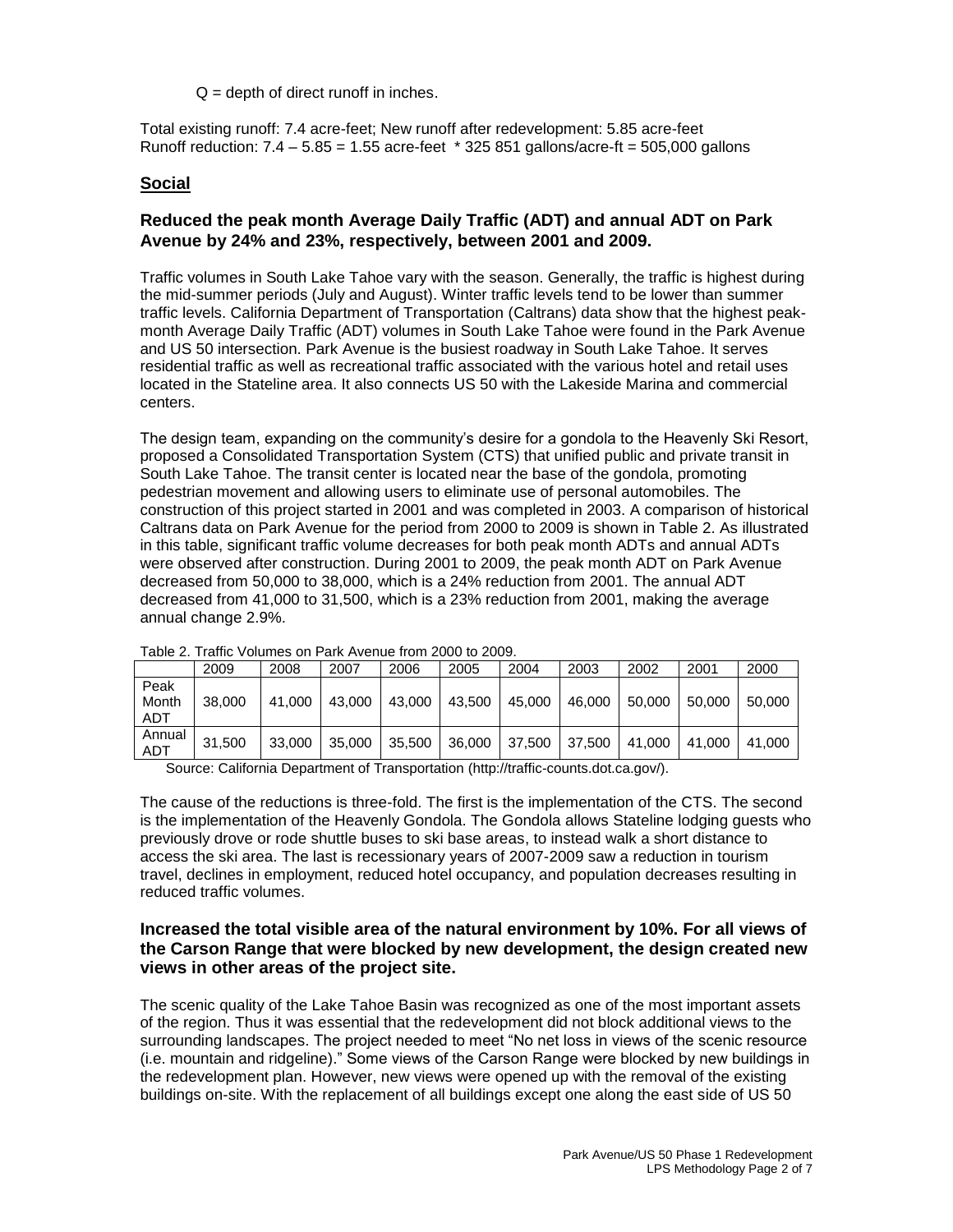Q = depth of direct runoff in inches.

Total existing runoff: 7.4 acre-feet; New runoff after redevelopment: 5.85 acre-feet
Runoff reduction: 7.4 – 5.85 = 1.55 acre-feet * 325 851 gallons/acre-ft = 505,000 gallons

## Social

### Reduced the peak month Average Daily Traffic (ADT) and annual ADT on Park Avenue by 24% and 23%, respectively, between 2001 and 2009.

Traffic volumes in South Lake Tahoe vary with the season. Generally, the traffic is highest during the mid-summer periods (July and August). Winter traffic levels tend to be lower than summer traffic levels. California Department of Transportation (Caltrans) data show that the highest peak-month Average Daily Traffic (ADT) volumes in South Lake Tahoe were found in the Park Avenue and US 50 intersection. Park Avenue is the busiest roadway in South Lake Tahoe. It serves residential traffic as well as recreational traffic associated with the various hotel and retail uses located in the Stateline area. It also connects US 50 with the Lakeside Marina and commercial centers.

The design team, expanding on the community's desire for a gondola to the Heavenly Ski Resort, proposed a Consolidated Transportation System (CTS) that unified public and private transit in South Lake Tahoe. The transit center is located near the base of the gondola, promoting pedestrian movement and allowing users to eliminate use of personal automobiles. The construction of this project started in 2001 and was completed in 2003. A comparison of historical Caltrans data on Park Avenue for the period from 2000 to 2009 is shown in Table 2. As illustrated in this table, significant traffic volume decreases for both peak month ADTs and annual ADTs were observed after construction. During 2001 to 2009, the peak month ADT on Park Avenue decreased from 50,000 to 38,000, which is a 24% reduction from 2001. The annual ADT decreased from 41,000 to 31,500, which is a 23% reduction from 2001, making the average annual change 2.9%.

Table 2. Traffic Volumes on Park Avenue from 2000 to 2009.

| | 2009 | 2008 | 2007 | 2006 | 2005 | 2004 | 2003 | 2002 | 2001 | 2000 |
|---|---|---|---|---|---|---|---|---|---|---|
| Peak Month ADT | 38,000 | 41,000 | 43,000 | 43,000 | 43,500 | 45,000 | 46,000 | 50,000 | 50,000 | 50,000 |
| Annual ADT | 31,500 | 33,000 | 35,000 | 35,500 | 36,000 | 37,500 | 37,500 | 41,000 | 41,000 | 41,000 |

Source: California Department of Transportation (http://traffic-counts.dot.ca.gov/).

The cause of the reductions is three-fold. The first is the implementation of the CTS. The second is the implementation of the Heavenly Gondola. The Gondola allows Stateline lodging guests who previously drove or rode shuttle buses to ski base areas, to instead walk a short distance to access the ski area. The last is recessionary years of 2007-2009 saw a reduction in tourism travel, declines in employment, reduced hotel occupancy, and population decreases resulting in reduced traffic volumes.

### Increased the total visible area of the natural environment by 10%. For all views of the Carson Range that were blocked by new development, the design created new views in other areas of the project site.

The scenic quality of the Lake Tahoe Basin was recognized as one of the most important assets of the region. Thus it was essential that the redevelopment did not block additional views to the surrounding landscapes. The project needed to meet "No net loss in views of the scenic resource (i.e. mountain and ridgeline)." Some views of the Carson Range were blocked by new buildings in the redevelopment plan. However, new views were opened up with the removal of the existing buildings on-site. With the replacement of all buildings except one along the east side of US 50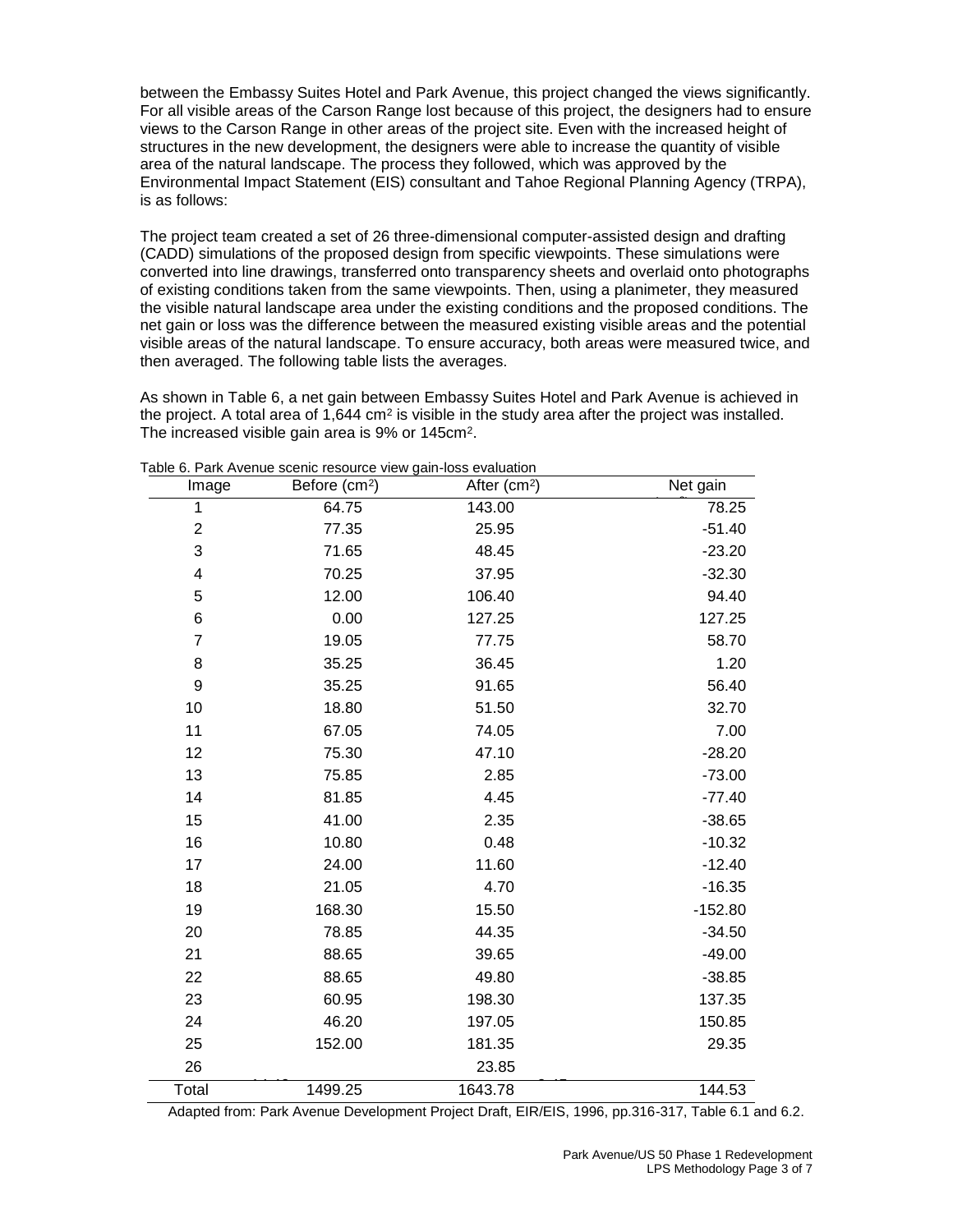between the Embassy Suites Hotel and Park Avenue, this project changed the views significantly. For all visible areas of the Carson Range lost because of this project, the designers had to ensure views to the Carson Range in other areas of the project site. Even with the increased height of structures in the new development, the designers were able to increase the quantity of visible area of the natural landscape. The process they followed, which was approved by the Environmental Impact Statement (EIS) consultant and Tahoe Regional Planning Agency (TRPA), is as follows:

The project team created a set of 26 three-dimensional computer-assisted design and drafting (CADD) simulations of the proposed design from specific viewpoints. These simulations were converted into line drawings, transferred onto transparency sheets and overlaid onto photographs of existing conditions taken from the same viewpoints. Then, using a planimeter, they measured the visible natural landscape area under the existing conditions and the proposed conditions. The net gain or loss was the difference between the measured existing visible areas and the potential visible areas of the natural landscape. To ensure accuracy, both areas were measured twice, and then averaged. The following table lists the averages.

As shown in Table 6, a net gain between Embassy Suites Hotel and Park Avenue is achieved in the project. A total area of 1,644 $cm^2$ is visible in the study area after the project was installed. The increased visible gain area is 9% or 145$cm^2$.

Table 6. Park Avenue scenic resource view gain-loss evaluation

| Image | Before ($cm^2$) | After ($cm^2$) | Net gain |
|---|---|---|---|
| 1 | 64.75 | 143.00 | 78.25 |
| 2 | 77.35 | 25.95 | -51.40 |
| 3 | 71.65 | 48.45 | -23.20 |
| 4 | 70.25 | 37.95 | -32.30 |
| 5 | 12.00 | 106.40 | 94.40 |
| 6 | 0.00 | 127.25 | 127.25 |
| 7 | 19.05 | 77.75 | 58.70 |
| 8 | 35.25 | 36.45 | 1.20 |
| 9 | 35.25 | 91.65 | 56.40 |
| 10 | 18.80 | 51.50 | 32.70 |
| 11 | 67.05 | 74.05 | 7.00 |
| 12 | 75.30 | 47.10 | -28.20 |
| 13 | 75.85 | 2.85 | -73.00 |
| 14 | 81.85 | 4.45 | -77.40 |
| 15 | 41.00 | 2.35 | -38.65 |
| 16 | 10.80 | 0.48 | -10.32 |
| 17 | 24.00 | 11.60 | -12.40 |
| 18 | 21.05 | 4.70 | -16.35 |
| 19 | 168.30 | 15.50 | -152.80 |
| 20 | 78.85 | 44.35 | -34.50 |
| 21 | 88.65 | 39.65 | -49.00 |
| 22 | 88.65 | 49.80 | -38.85 |
| 23 | 60.95 | 198.30 | 137.35 |
| 24 | 46.20 | 197.05 | 150.85 |
| 25 | 152.00 | 181.35 | 29.35 |
| 26 | | 23.85 | |
| Total | 1499.25 | 1643.78 | 144.53 |

Adapted from: Park Avenue Development Project Draft, EIR/EIS, 1996, pp.316-317, Table 6.1 and 6.2.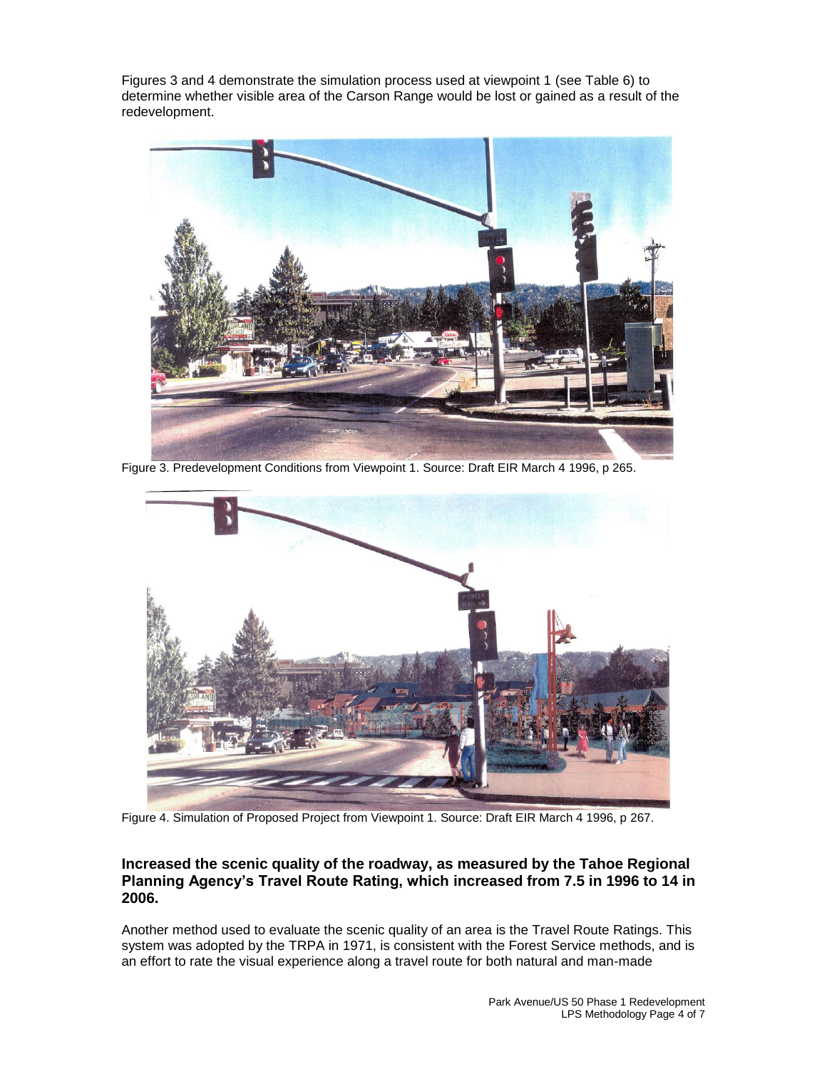Figures 3 and 4 demonstrate the simulation process used at viewpoint 1 (see Table 6) to determine whether visible area of the Carson Range would be lost or gained as a result of the redevelopment.

Figure 3. Predevelopment Conditions from Viewpoint 1. Source: Draft EIR March 4 1996, p 265.

Figure 4. Simulation of Proposed Project from Viewpoint 1. Source: Draft EIR March 4 1996, p 267.

### Increased the scenic quality of the roadway, as measured by the Tahoe Regional Planning Agency's Travel Route Rating, which increased from 7.5 in 1996 to 14 in 2006.

Another method used to evaluate the scenic quality of an area is the Travel Route Ratings. This system was adopted by the TRPA in 1971, is consistent with the Forest Service methods, and is an effort to rate the visual experience along a travel route for both natural and man-made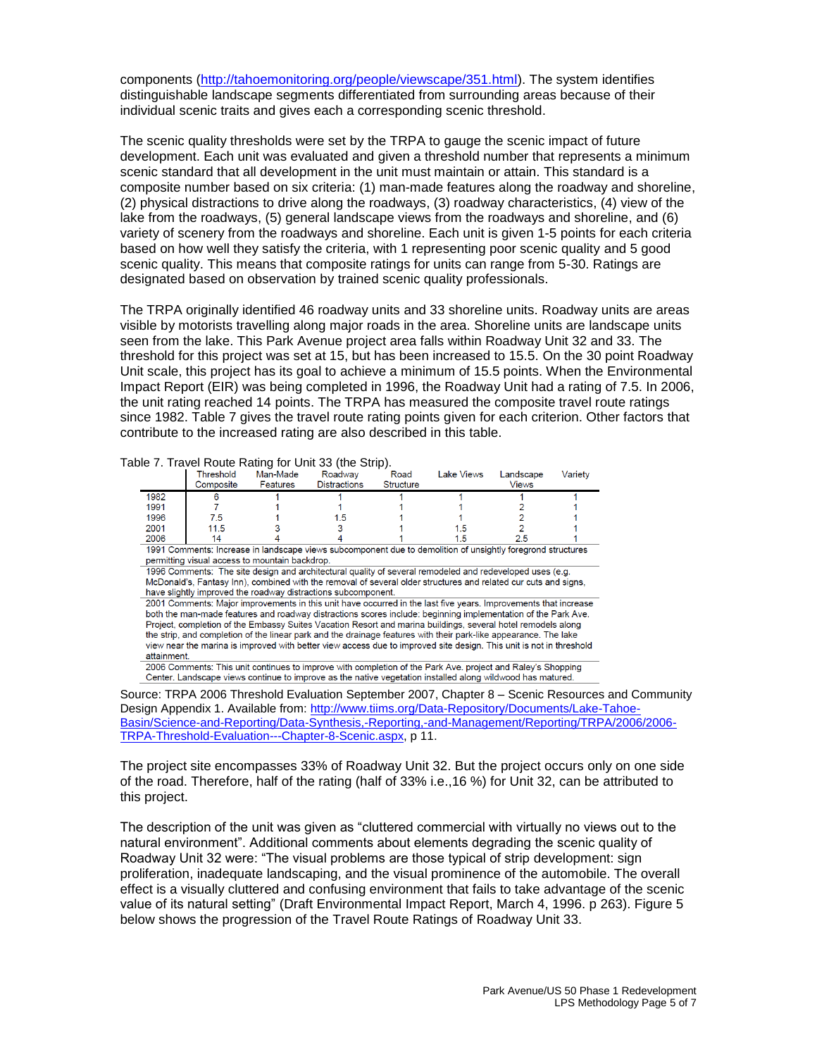components (http://tahoemonitoring.org/people/viewscape/351.html). The system identifies distinguishable landscape segments differentiated from surrounding areas because of their individual scenic traits and gives each a corresponding scenic threshold.

The scenic quality thresholds were set by the TRPA to gauge the scenic impact of future development. Each unit was evaluated and given a threshold number that represents a minimum scenic standard that all development in the unit must maintain or attain. This standard is a composite number based on six criteria: (1) man-made features along the roadway and shoreline, (2) physical distractions to drive along the roadways, (3) roadway characteristics, (4) view of the lake from the roadways, (5) general landscape views from the roadways and shoreline, and (6) variety of scenery from the roadways and shoreline. Each unit is given 1-5 points for each criteria based on how well they satisfy the criteria, with 1 representing poor scenic quality and 5 good scenic quality. This means that composite ratings for units can range from 5-30. Ratings are designated based on observation by trained scenic quality professionals.

The TRPA originally identified 46 roadway units and 33 shoreline units. Roadway units are areas visible by motorists travelling along major roads in the area. Shoreline units are landscape units seen from the lake. This Park Avenue project area falls within Roadway Unit 32 and 33. The threshold for this project was set at 15, but has been increased to 15.5. On the 30 point Roadway Unit scale, this project has its goal to achieve a minimum of 15.5 points. When the Environmental Impact Report (EIR) was being completed in 1996, the Roadway Unit had a rating of 7.5. In 2006, the unit rating reached 14 points. The TRPA has measured the composite travel route ratings since 1982. Table 7 gives the travel route rating points given for each criterion. Other factors that contribute to the increased rating are also described in this table.

Table 7. Travel Route Rating for Unit 33 (the Strip).

| | Threshold Composite | Man-Made Features | Roadway Distractions | Road Structure | Lake Views | Landscape Views | Variety |
|---|---|---|---|---|---|---|---|
| 1982 | 6 | 1 | 1 | 1 | 1 | 1 | 1 |
| 1991 | 7 | 1 | 1 | 1 | 1 | 2 | 1 |
| 1996 | 7.5 | 1 | 1.5 | 1 | 1 | 2 | 1 |
| 2001 | 11.5 | 3 | 3 | 1 | 1.5 | 2 | 1 |
| 2006 | 14 | 4 | 4 | 1 | 1.5 | 2.5 | 1 |

1991 Comments: Increase in landscape views subcomponent due to demolition of unsightly foregrond structures permitting visual access to mountain backdrop.

1996 Comments: The site design and architectural quality of several remodeled and redeveloped uses (e.g. McDonald's, Fantasy Inn), combined with the removal of several older structures and related cur cuts and signs, have slightly improved the roadway distractions subcomponent.

2001 Comments: Major improvements in this unit have occurred in the last five years. Improvements that increase both the man-made features and roadway distractions scores include: beginning implementation of the Park Ave. Project, completion of the Embassy Suites Vacation Resort and marina buildings, several hotel remodels along the strip, and completion of the linear park and the drainage features with their park-like appearance. The lake view near the marina is improved with better view access due to improved site design. This unit is not in threshold attainment.

2006 Comments: This unit continues to improve with completion of the Park Ave. project and Raley's Shopping Center. Landscape views continue to improve as the native vegetation installed along wildwood has matured.

Source: TRPA 2006 Threshold Evaluation September 2007, Chapter 8 – Scenic Resources and Community Design Appendix 1. Available from: http://www.tiims.org/Data-Repository/Documents/Lake-Tahoe-Basin/Science-and-Reporting/Data-Synthesis,-Reporting,-and-Management/Reporting/TRPA/2006/2006-TRPA-Threshold-Evaluation---Chapter-8-Scenic.aspx, p 11.

The project site encompasses 33% of Roadway Unit 32. But the project occurs only on one side of the road. Therefore, half of the rating (half of 33% i.e.,16 %) for Unit 32, can be attributed to this project.

The description of the unit was given as "cluttered commercial with virtually no views out to the natural environment". Additional comments about elements degrading the scenic quality of Roadway Unit 32 were: "The visual problems are those typical of strip development: sign proliferation, inadequate landscaping, and the visual prominence of the automobile. The overall effect is a visually cluttered and confusing environment that fails to take advantage of the scenic value of its natural setting" (Draft Environmental Impact Report, March 4, 1996. p 263). Figure 5 below shows the progression of the Travel Route Ratings of Roadway Unit 33.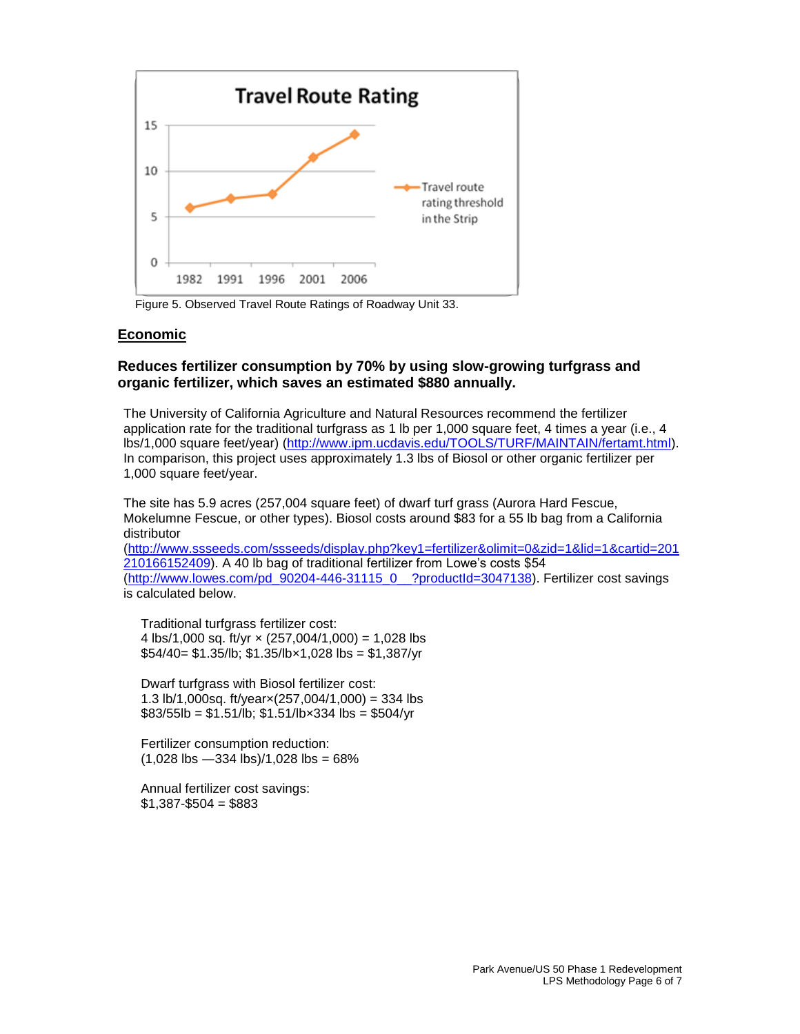Figure 5. Observed Travel Route Ratings of Roadway Unit 33.

## Economic

### Reduces fertilizer consumption by 70% by using slow-growing turfgrass and organic fertilizer, which saves an estimated $880 annually.

The University of California Agriculture and Natural Resources recommend the fertilizer application rate for the traditional turfgrass as 1 lb per 1,000 square feet, 4 times a year (i.e., 4 lbs/1,000 square feet/year) (http://www.ipm.ucdavis.edu/TOOLS/TURF/MAINTAIN/fertamt.html). In comparison, this project uses approximately 1.3 lbs of Biosol or other organic fertilizer per 1,000 square feet/year.

The site has 5.9 acres (257,004 square feet) of dwarf turf grass (Aurora Hard Fescue, Mokelumne Fescue, or other types). Biosol costs around $83 for a 55 lb bag from a California distributor (http://www.ssseeds.com/ssseeds/display.php?key1=fertilizer&olimit=0&zid=1&lid=1&cartid=201210166152409). A 40 lb bag of traditional fertilizer from Lowe's costs $54 (http://www.lowes.com/pd_90204-446-31115_0__?productId=3047138). Fertilizer cost savings is calculated below.

Traditional turfgrass fertilizer cost:
4 lbs/1,000 sq. ft/yr × (257,004/1,000) = 1,028 lbs
$54/40= $1.35/lb; $1.35/lb×1,028 lbs = $1,387/yr

Dwarf turfgrass with Biosol fertilizer cost:
1.3 lb/1,000sq. ft/year×(257,004/1,000) = 334 lbs
$83/55lb = $1.51/lb; $1.51/lb×334 lbs = $504/yr

Fertilizer consumption reduction:
(1,028 lbs —334 lbs)/1,028 lbs = 68%

Annual fertilizer cost savings:
$1,387-$504 = $883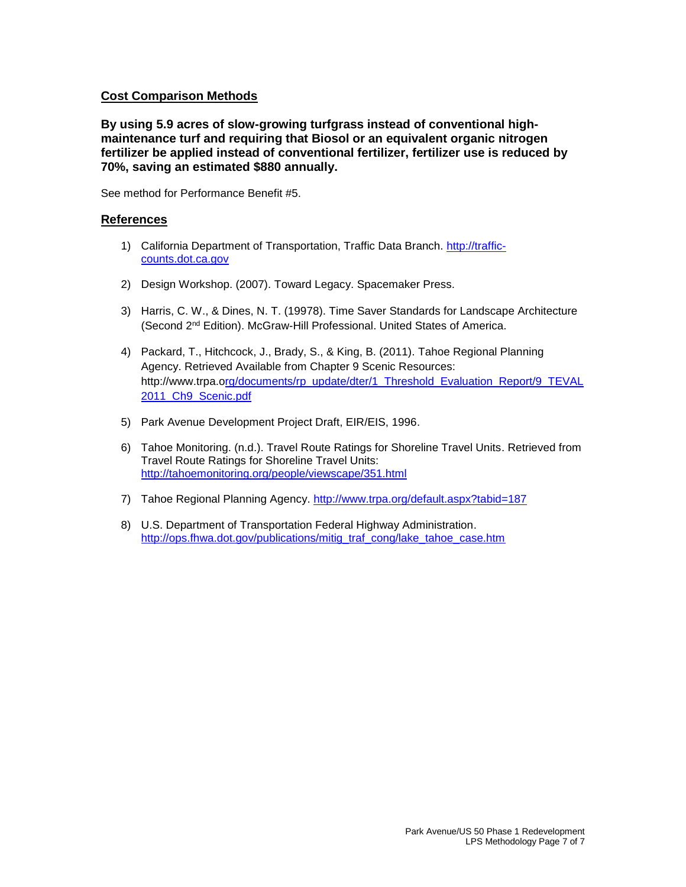## Cost Comparison Methods

**By using 5.9 acres of slow-growing turfgrass instead of conventional high-maintenance turf and requiring that Biosol or an equivalent organic nitrogen fertilizer be applied instead of conventional fertilizer, fertilizer use is reduced by 70%, saving an estimated $880 annually.**

See method for Performance Benefit #5.

## References

1) California Department of Transportation, Traffic Data Branch. http://traffic-counts.dot.ca.gov

2) Design Workshop. (2007). Toward Legacy. Spacemaker Press.

3) Harris, C. W., & Dines, N. T. (19978). Time Saver Standards for Landscape Architecture (Second 2nd Edition). McGraw-Hill Professional. United States of America.

4) Packard, T., Hitchcock, J., Brady, S., & King, B. (2011). Tahoe Regional Planning Agency. Retrieved Available from Chapter 9 Scenic Resources: http://www.trpa.org/documents/rp_update/dter/1_Threshold_Evaluation_Report/9_TEVAL2011_Ch9_Scenic.pdf

5) Park Avenue Development Project Draft, EIR/EIS, 1996.

6) Tahoe Monitoring. (n.d.). Travel Route Ratings for Shoreline Travel Units. Retrieved from Travel Route Ratings for Shoreline Travel Units: http://tahoemonitoring.org/people/viewscape/351.html

7) Tahoe Regional Planning Agency. http://www.trpa.org/default.aspx?tabid=187

8) U.S. Department of Transportation Federal Highway Administration. http://ops.fhwa.dot.gov/publications/mitig_traf_cong/lake_tahoe_case.htm